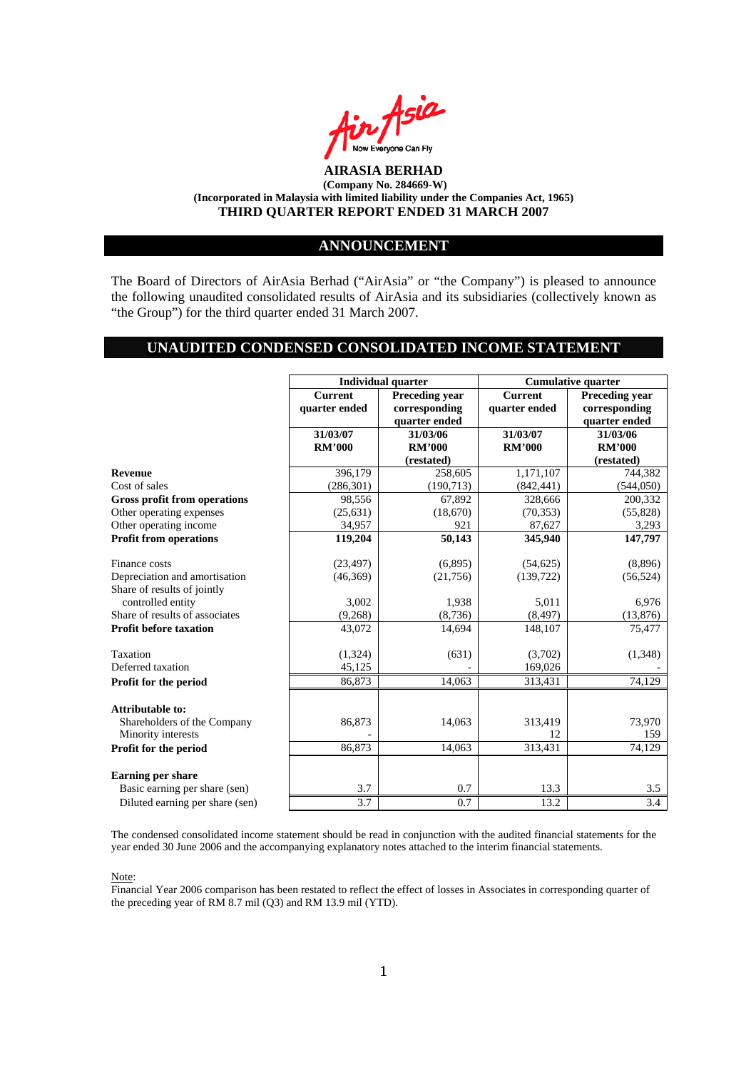**AIRASIA BERHAD**
**(Company No. 284669-W)**
**(Incorporated in Malaysia with limited liability under the Companies Act, 1965)**
**THIRD QUARTER REPORT ENDED 31 MARCH 2007**

## ANNOUNCEMENT

The Board of Directors of AirAsia Berhad ("AirAsia" or "the Company") is pleased to announce the following unaudited consolidated results of AirAsia and its subsidiaries (collectively known as "the Group") for the third quarter ended 31 March 2007.

## UNAUDITED CONDENSED CONSOLIDATED INCOME STATEMENT

| | Individual quarter | | Cumulative quarter | |
|---|---|---|---|---|
| | Current quarter ended | Preceding year corresponding quarter ended | Current quarter ended | Preceding year corresponding quarter ended |
| | 31/03/07 RM'000 | 31/03/06 RM'000 (restated) | 31/03/07 RM'000 | 31/03/06 RM'000 (restated) |
| **Revenue** | 396,179 | 258,605 | 1,171,107 | 744,382 |
| Cost of sales | (286,301) | (190,713) | (842,441) | (544,050) |
| **Gross profit from operations** | 98,556 | 67,892 | 328,666 | 200,332 |
| Other operating expenses | (25,631) | (18,670) | (70,353) | (55,828) |
| Other operating income | 34,957 | 921 | 87,627 | 3,293 |
| **Profit from operations** | **119,204** | **50,143** | **345,940** | **147,797** |
| Finance costs | (23,497) | (6,895) | (54,625) | (8,896) |
| Depreciation and amortisation | (46,369) | (21,756) | (139,722) | (56,524) |
| Share of results of jointly controlled entity | 3,002 | 1,938 | 5,011 | 6,976 |
| Share of results of associates | (9,268) | (8,736) | (8,497) | (13,876) |
| **Profit before taxation** | 43,072 | 14,694 | 148,107 | 75,477 |
| Taxation | (1,324) | (631) | (3,702) | (1,348) |
| Deferred taxation | 45,125 | - | 169,026 | - |
| **Profit for the period** | 86,873 | 14,063 | 313,431 | 74,129 |
| **Attributable to:** | | | | |
| Shareholders of the Company | 86,873 | 14,063 | 313,419 | 73,970 |
| Minority interests | - | | 12 | 159 |
| **Profit for the period** | 86,873 | 14,063 | 313,431 | 74,129 |
| **Earning per share** | | | | |
| Basic earning per share (sen) | 3.7 | 0.7 | 13.3 | 3.5 |
| Diluted earning per share (sen) | 3.7 | 0.7 | 13.2 | 3.4 |

The condensed consolidated income statement should be read in conjunction with the audited financial statements for the year ended 30 June 2006 and the accompanying explanatory notes attached to the interim financial statements.

Note:
Financial Year 2006 comparison has been restated to reflect the effect of losses in Associates in corresponding quarter of the preceding year of RM 8.7 mil (Q3) and RM 13.9 mil (YTD).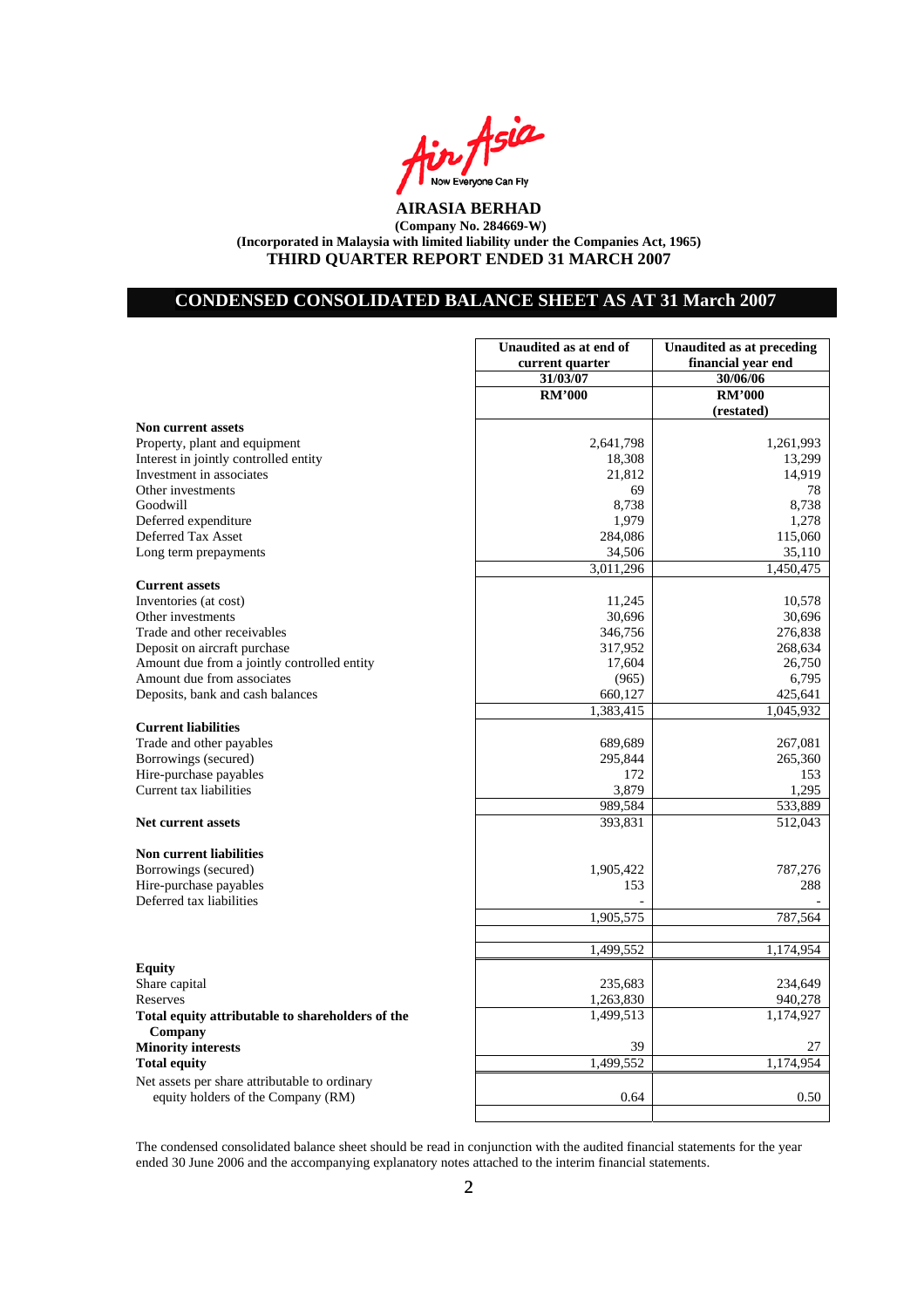**AIRASIA BERHAD**
**(Company No. 284669-W)**
**(Incorporated in Malaysia with limited liability under the Companies Act, 1965)**
**THIRD QUARTER REPORT ENDED 31 MARCH 2007**

## CONDENSED CONSOLIDATED BALANCE SHEET AS AT 31 March 2007

| | Unaudited as at end of current quarter | Unaudited as at preceding financial year end |
|---|---|---|
| | 31/03/07 | 30/06/06 |
| | RM'000 | RM'000 (restated) |
| **Non current assets** | | |
| Property, plant and equipment | 2,641,798 | 1,261,993 |
| Interest in jointly controlled entity | 18,308 | 13,299 |
| Investment in associates | 21,812 | 14,919 |
| Other investments | 69 | 78 |
| Goodwill | 8,738 | 8,738 |
| Deferred expenditure | 1,979 | 1,278 |
| Deferred Tax Asset | 284,086 | 115,060 |
| Long term prepayments | 34,506 | 35,110 |
| | 3,011,296 | 1,450,475 |
| **Current assets** | | |
| Inventories (at cost) | 11,245 | 10,578 |
| Other investments | 30,696 | 30,696 |
| Trade and other receivables | 346,756 | 276,838 |
| Deposit on aircraft purchase | 317,952 | 268,634 |
| Amount due from a jointly controlled entity | 17,604 | 26,750 |
| Amount due from associates | (965) | 6,795 |
| Deposits, bank and cash balances | 660,127 | 425,641 |
| | 1,383,415 | 1,045,932 |
| **Current liabilities** | | |
| Trade and other payables | 689,689 | 267,081 |
| Borrowings (secured) | 295,844 | 265,360 |
| Hire-purchase payables | 172 | 153 |
| Current tax liabilities | 3,879 | 1,295 |
| | 989,584 | 533,889 |
| **Net current assets** | 393,831 | 512,043 |
| **Non current liabilities** | | |
| Borrowings (secured) | 1,905,422 | 787,276 |
| Hire-purchase payables | 153 | 288 |
| Deferred tax liabilities | - | - |
| | 1,905,575 | 787,564 |
| | 1,499,552 | 1,174,954 |
| **Equity** | | |
| Share capital | 235,683 | 234,649 |
| Reserves | 1,263,830 | 940,278 |
| **Total equity attributable to shareholders of the Company** | 1,499,513 | 1,174,927 |
| **Minority interests** | 39 | 27 |
| **Total equity** | 1,499,552 | 1,174,954 |
| Net assets per share attributable to ordinary equity holders of the Company (RM) | 0.64 | 0.50 |

The condensed consolidated balance sheet should be read in conjunction with the audited financial statements for the year ended 30 June 2006 and the accompanying explanatory notes attached to the interim financial statements.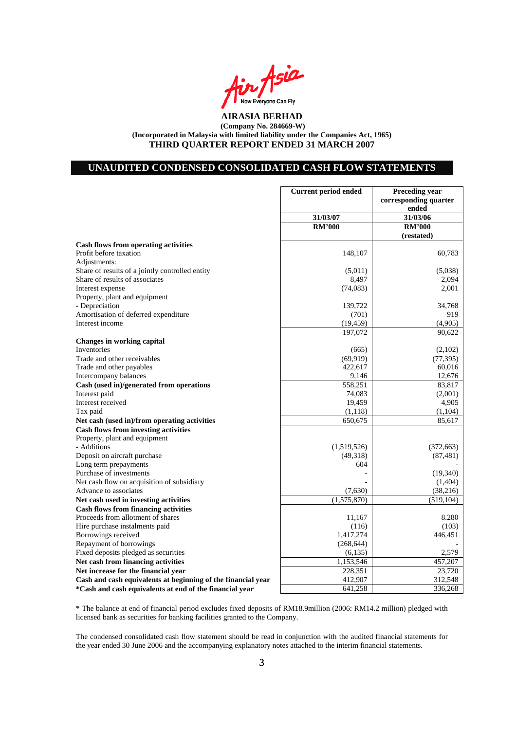**AIRASIA BERHAD**
**(Company No. 284669-W)**
**(Incorporated in Malaysia with limited liability under the Companies Act, 1965)**
**THIRD QUARTER REPORT ENDED 31 MARCH 2007**

## UNAUDITED CONDENSED CONSOLIDATED CASH FLOW STATEMENTS

| | Current period ended | Preceding year corresponding quarter ended |
|---|---|---|
| | 31/03/07 | 31/03/06 |
| | RM'000 | RM'000 (restated) |
| **Cash flows from operating activities** | | |
| Profit before taxation | 148,107 | 60,783 |
| Adjustments: | | |
| Share of results of a jointly controlled entity | (5,011) | (5,038) |
| Share of results of associates | 8,497 | 2,094 |
| Interest expense | (74,083) | 2,001 |
| Property, plant and equipment | | |
| - Depreciation | 139,722 | 34,768 |
| Amortisation of deferred expenditure | (701) | 919 |
| Interest income | (19,459) | (4,905) |
| | 197,072 | 90,622 |
| **Changes in working capital** | | |
| Inventories | (665) | (2,102) |
| Trade and other receivables | (69,919) | (77,395) |
| Trade and other payables | 422,617 | 60,016 |
| Intercompany balances | 9,146 | 12,676 |
| **Cash (used in)/generated from operations** | 558,251 | 83,817 |
| Interest paid | 74,083 | (2,001) |
| Interest received | 19,459 | 4,905 |
| Tax paid | (1,118) | (1,104) |
| **Net cash (used in)/from operating activities** | 650,675 | 85,617 |
| **Cash flows from investing activities** | | |
| Property, plant and equipment | | |
| - Additions | (1,519,526) | (372,663) |
| Deposit on aircraft purchase | (49,318) | (87,481) |
| Long term prepayments | 604 | - |
| Purchase of investments | - | (19,340) |
| Net cash flow on acquisition of subsidiary | - | (1,404) |
| Advance to associates | (7,630) | (38,216) |
| **Net cash used in investing activities** | (1,575,870) | (519,104) |
| **Cash flows from financing activities** | | |
| Proceeds from allotment of shares | 11,167 | 8.280 |
| Hire purchase instalments paid | (116) | (103) |
| Borrowings received | 1,417,274 | 446,451 |
| Repayment of borrowings | (268,644) | - |
| Fixed deposits pledged as securities | (6,135) | 2,579 |
| **Net cash from financing activities** | 1,153,546 | 457,207 |
| **Net increase for the financial year** | 228,351 | 23,720 |
| **Cash and cash equivalents at beginning of the financial year** | 412,907 | 312,548 |
| ***Cash and cash equivalents at end of the financial year** | 641,258 | 336,268 |

* The balance at end of financial period excludes fixed deposits of RM18.9million (2006: RM14.2 million) pledged with licensed bank as securities for banking facilities granted to the Company.

The condensed consolidated cash flow statement should be read in conjunction with the audited financial statements for the year ended 30 June 2006 and the accompanying explanatory notes attached to the interim financial statements.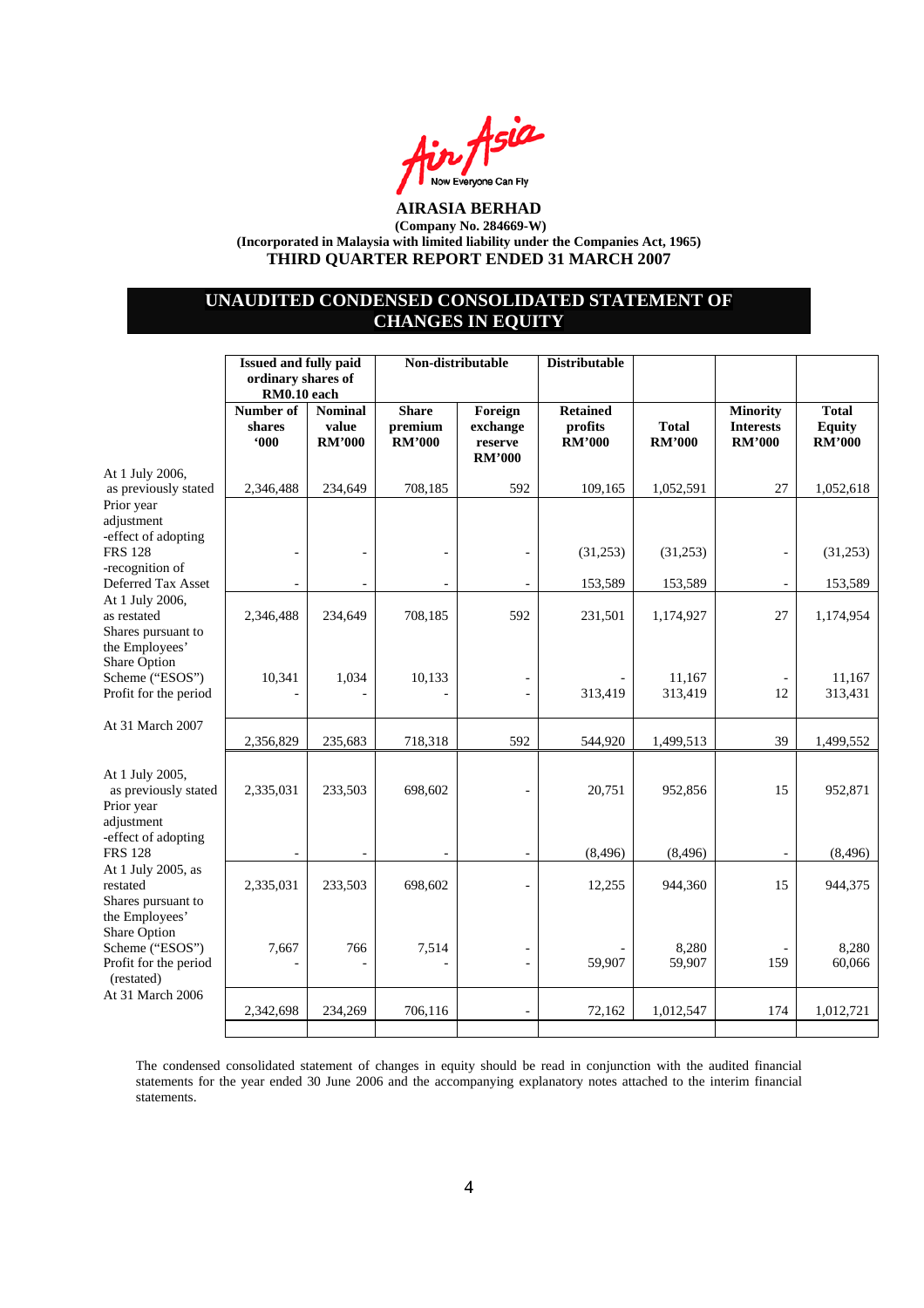**AIRASIA BERHAD**
**(Company No. 284669-W)**
**(Incorporated in Malaysia with limited liability under the Companies Act, 1965)**
**THIRD QUARTER REPORT ENDED 31 MARCH 2007**

## UNAUDITED CONDENSED CONSOLIDATED STATEMENT OF CHANGES IN EQUITY

| | Issued and fully paid ordinary shares of RM0.10 each | | Non-distributable | | Distributable | | | |
|---|---|---|---|---|---|---|---|---|
| | Number of shares '000 | Nominal value RM'000 | Share premium RM'000 | Foreign exchange reserve RM'000 | Retained profits RM'000 | Total RM'000 | Minority Interests RM'000 | Total Equity RM'000 |
| At 1 July 2006, as previously stated | 2,346,488 | 234,649 | 708,185 | 592 | 109,165 | 1,052,591 | 27 | 1,052,618 |
| Prior year adjustment | | | | | | | | |
| -effect of adopting FRS 128 | - | - | - | - | (31,253) | (31,253) | - | (31,253) |
| -recognition of Deferred Tax Asset | - | - | - | - | 153,589 | 153,589 | - | 153,589 |
| At 1 July 2006, as restated | 2,346,488 | 234,649 | 708,185 | 592 | 231,501 | 1,174,927 | 27 | 1,174,954 |
| Shares pursuant to the Employees' Share Option Scheme ("ESOS") | 10,341 | 1,034 | 10,133 | - | - | 11,167 | - | 11,167 |
| Profit for the period | - | - | - | - | 313,419 | 313,419 | 12 | 313,431 |
| At 31 March 2007 | 2,356,829 | 235,683 | 718,318 | 592 | 544,920 | 1,499,513 | 39 | 1,499,552 |
| | | | | | | | | |
| At 1 July 2005, as previously stated | 2,335,031 | 233,503 | 698,602 | - | 20,751 | 952,856 | 15 | 952,871 |
| Prior year adjustment | | | | | | | | |
| -effect of adopting FRS 128 | - | - | - | - | (8,496) | (8,496) | - | (8,496) |
| At 1 July 2005, as restated | 2,335,031 | 233,503 | 698,602 | - | 12,255 | 944,360 | 15 | 944,375 |
| Shares pursuant to the Employees' Share Option Scheme ("ESOS") | 7,667 | 766 | 7,514 | - | - | 8,280 | - | 8,280 |
| Profit for the period (restated) | - | - | - | - | 59,907 | 59,907 | 159 | 60,066 |
| At 31 March 2006 | 2,342,698 | 234,269 | 706,116 | - | 72,162 | 1,012,547 | 174 | 1,012,721 |

The condensed consolidated statement of changes in equity should be read in conjunction with the audited financial statements for the year ended 30 June 2006 and the accompanying explanatory notes attached to the interim financial statements.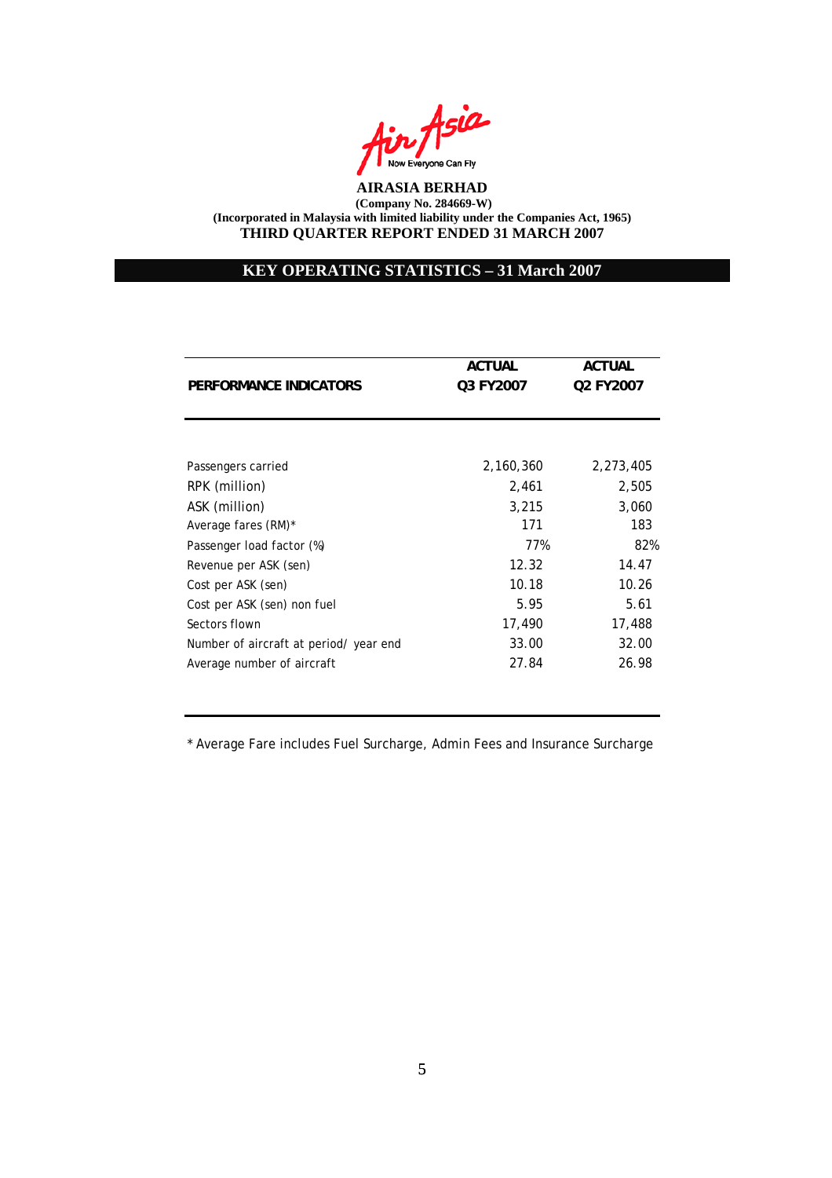**AIRASIA BERHAD**
**(Company No. 284669-W)**
**(Incorporated in Malaysia with limited liability under the Companies Act, 1965)**
**THIRD QUARTER REPORT ENDED 31 MARCH 2007**

## KEY OPERATING STATISTICS – 31 March 2007

| PERFORMANCE INDICATORS | ACTUAL Q3 FY2007 | ACTUAL Q2 FY2007 |
|---|---|---|
| Passengers carried | 2,160,360 | 2,273,405 |
| RPK (million) | 2,461 | 2,505 |
| ASK (million) | 3,215 | 3,060 |
| Average fares (RM)* | 171 | 183 |
| Passenger load factor (%) | 77% | 82% |
| Revenue per ASK (sen) | 12.32 | 14.47 |
| Cost per ASK (sen) | 10.18 | 10.26 |
| Cost per ASK (sen) non fuel | 5.95 | 5.61 |
| Sectors flown | 17,490 | 17,488 |
| Number of aircraft at period/ year end | 33.00 | 32.00 |
| Average number of aircraft | 27.84 | 26.98 |

* Average Fare includes Fuel Surcharge, Admin Fees and Insurance Surcharge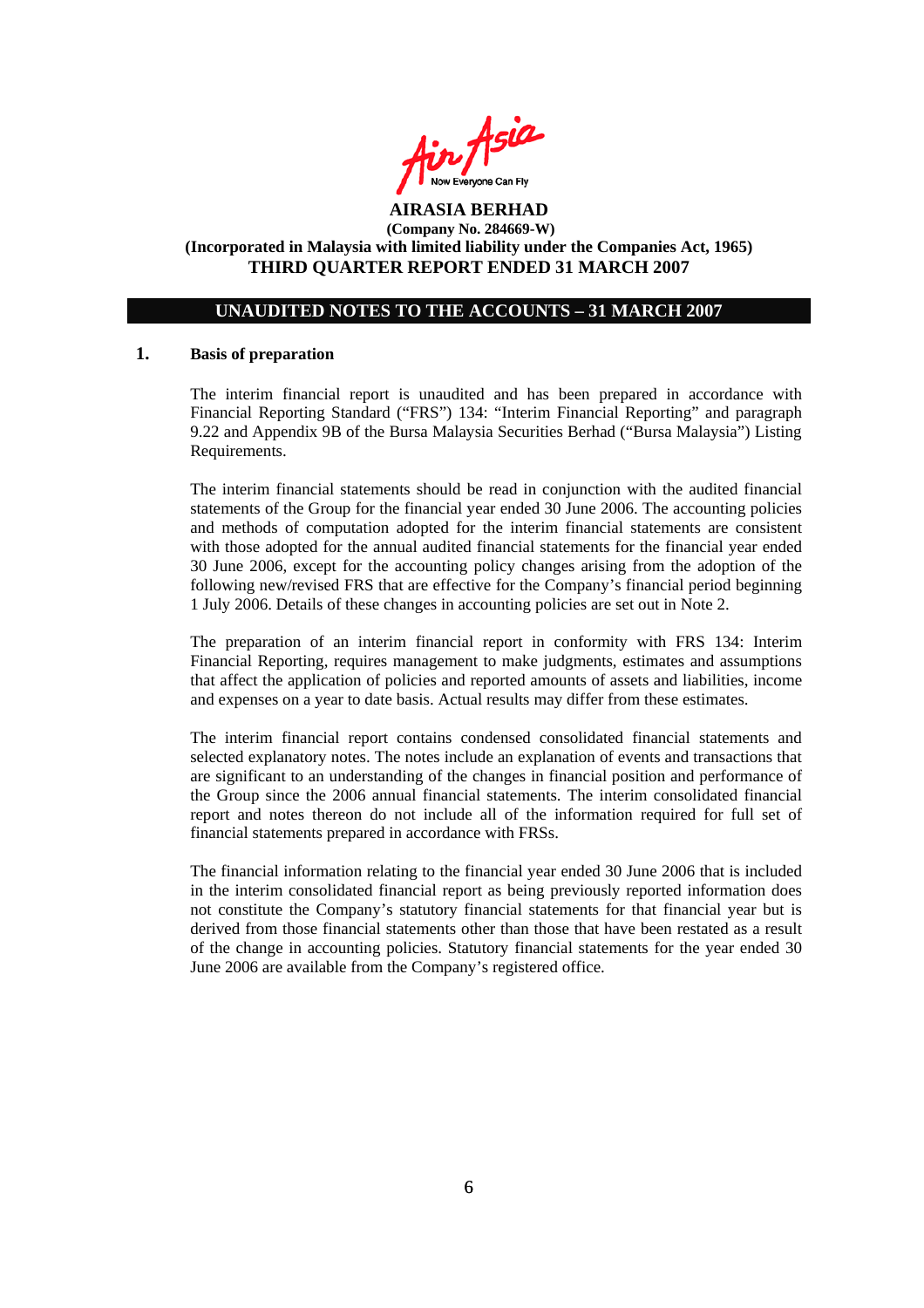**AIRASIA BERHAD**
**(Company No. 284669-W)**
**(Incorporated in Malaysia with limited liability under the Companies Act, 1965)**
**THIRD QUARTER REPORT ENDED 31 MARCH 2007**

## UNAUDITED NOTES TO THE ACCOUNTS – 31 MARCH 2007

### 1. Basis of preparation

The interim financial report is unaudited and has been prepared in accordance with Financial Reporting Standard ("FRS") 134: "Interim Financial Reporting" and paragraph 9.22 and Appendix 9B of the Bursa Malaysia Securities Berhad ("Bursa Malaysia") Listing Requirements.

The interim financial statements should be read in conjunction with the audited financial statements of the Group for the financial year ended 30 June 2006. The accounting policies and methods of computation adopted for the interim financial statements are consistent with those adopted for the annual audited financial statements for the financial year ended 30 June 2006, except for the accounting policy changes arising from the adoption of the following new/revised FRS that are effective for the Company's financial period beginning 1 July 2006. Details of these changes in accounting policies are set out in Note 2.

The preparation of an interim financial report in conformity with FRS 134: Interim Financial Reporting, requires management to make judgments, estimates and assumptions that affect the application of policies and reported amounts of assets and liabilities, income and expenses on a year to date basis. Actual results may differ from these estimates.

The interim financial report contains condensed consolidated financial statements and selected explanatory notes. The notes include an explanation of events and transactions that are significant to an understanding of the changes in financial position and performance of the Group since the 2006 annual financial statements. The interim consolidated financial report and notes thereon do not include all of the information required for full set of financial statements prepared in accordance with FRSs.

The financial information relating to the financial year ended 30 June 2006 that is included in the interim consolidated financial report as being previously reported information does not constitute the Company's statutory financial statements for that financial year but is derived from those financial statements other than those that have been restated as a result of the change in accounting policies. Statutory financial statements for the year ended 30 June 2006 are available from the Company's registered office.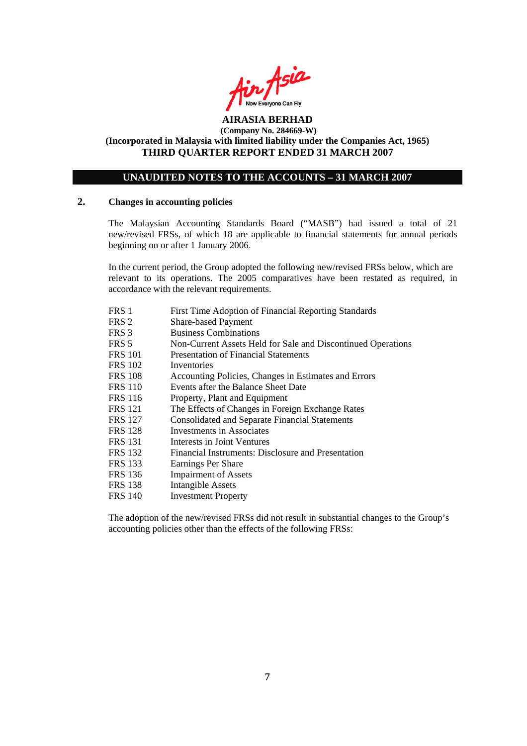**AIRASIA BERHAD**
**(Company No. 284669-W)**
**(Incorporated in Malaysia with limited liability under the Companies Act, 1965)**
**THIRD QUARTER REPORT ENDED 31 MARCH 2007**

**UNAUDITED NOTES TO THE ACCOUNTS – 31 MARCH 2007**

## 2. Changes in accounting policies

The Malaysian Accounting Standards Board ("MASB") had issued a total of 21 new/revised FRSs, of which 18 are applicable to financial statements for annual periods beginning on or after 1 January 2006.

In the current period, the Group adopted the following new/revised FRSs below, which are relevant to its operations. The 2005 comparatives have been restated as required, in accordance with the relevant requirements.

| | |
|---|---|
| FRS 1 | First Time Adoption of Financial Reporting Standards |
| FRS 2 | Share-based Payment |
| FRS 3 | Business Combinations |
| FRS 5 | Non-Current Assets Held for Sale and Discontinued Operations |
| FRS 101 | Presentation of Financial Statements |
| FRS 102 | Inventories |
| FRS 108 | Accounting Policies, Changes in Estimates and Errors |
| FRS 110 | Events after the Balance Sheet Date |
| FRS 116 | Property, Plant and Equipment |
| FRS 121 | The Effects of Changes in Foreign Exchange Rates |
| FRS 127 | Consolidated and Separate Financial Statements |
| FRS 128 | Investments in Associates |
| FRS 131 | Interests in Joint Ventures |
| FRS 132 | Financial Instruments: Disclosure and Presentation |
| FRS 133 | Earnings Per Share |
| FRS 136 | Impairment of Assets |
| FRS 138 | Intangible Assets |
| FRS 140 | Investment Property |

The adoption of the new/revised FRSs did not result in substantial changes to the Group's accounting policies other than the effects of the following FRSs: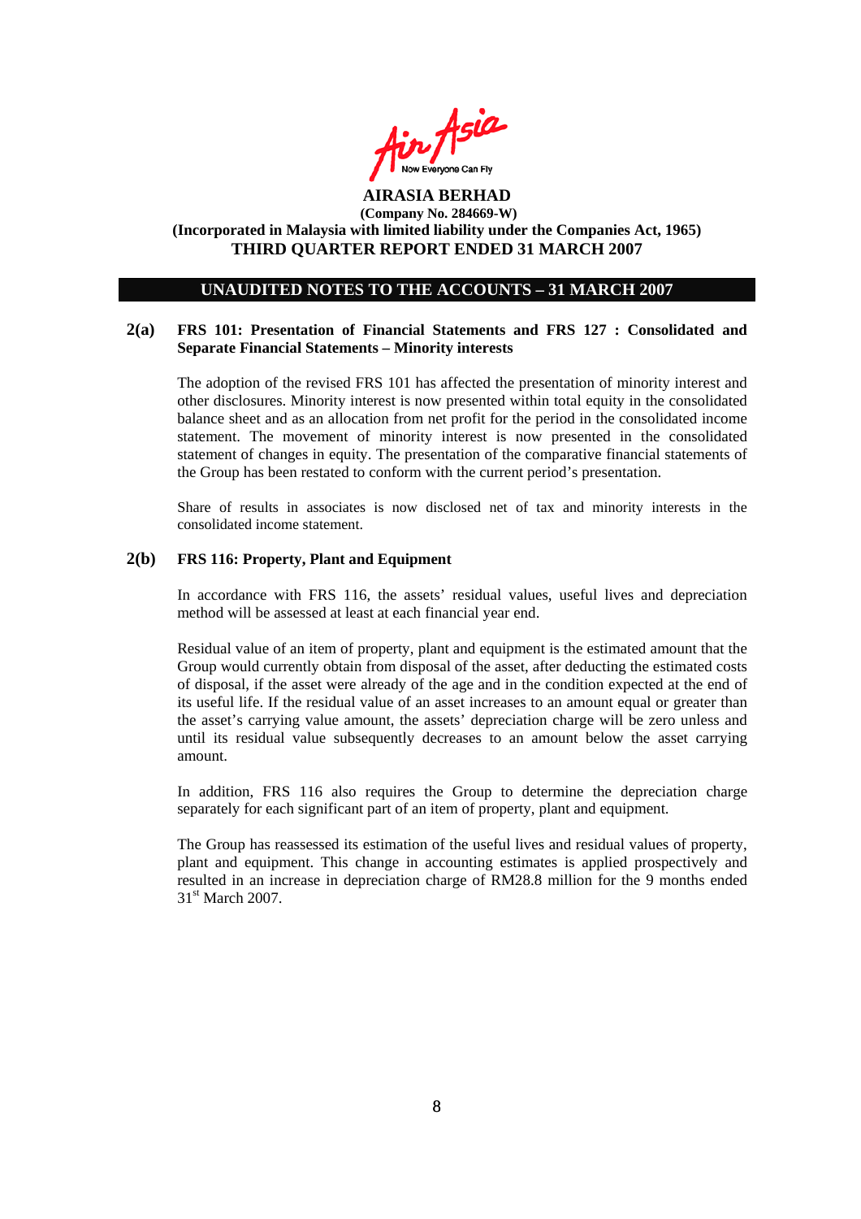**AIRASIA BERHAD**
**(Company No. 284669-W)**
**(Incorporated in Malaysia with limited liability under the Companies Act, 1965)**
**THIRD QUARTER REPORT ENDED 31 MARCH 2007**

## UNAUDITED NOTES TO THE ACCOUNTS – 31 MARCH 2007

### 2(a) FRS 101: Presentation of Financial Statements and FRS 127 : Consolidated and Separate Financial Statements – Minority interests

The adoption of the revised FRS 101 has affected the presentation of minority interest and other disclosures. Minority interest is now presented within total equity in the consolidated balance sheet and as an allocation from net profit for the period in the consolidated income statement. The movement of minority interest is now presented in the consolidated statement of changes in equity. The presentation of the comparative financial statements of the Group has been restated to conform with the current period's presentation.

Share of results in associates is now disclosed net of tax and minority interests in the consolidated income statement.

### 2(b) FRS 116: Property, Plant and Equipment

In accordance with FRS 116, the assets' residual values, useful lives and depreciation method will be assessed at least at each financial year end.

Residual value of an item of property, plant and equipment is the estimated amount that the Group would currently obtain from disposal of the asset, after deducting the estimated costs of disposal, if the asset were already of the age and in the condition expected at the end of its useful life. If the residual value of an asset increases to an amount equal or greater than the asset's carrying value amount, the assets' depreciation charge will be zero unless and until its residual value subsequently decreases to an amount below the asset carrying amount.

In addition, FRS 116 also requires the Group to determine the depreciation charge separately for each significant part of an item of property, plant and equipment.

The Group has reassessed its estimation of the useful lives and residual values of property, plant and equipment. This change in accounting estimates is applied prospectively and resulted in an increase in depreciation charge of RM28.8 million for the 9 months ended 31st March 2007.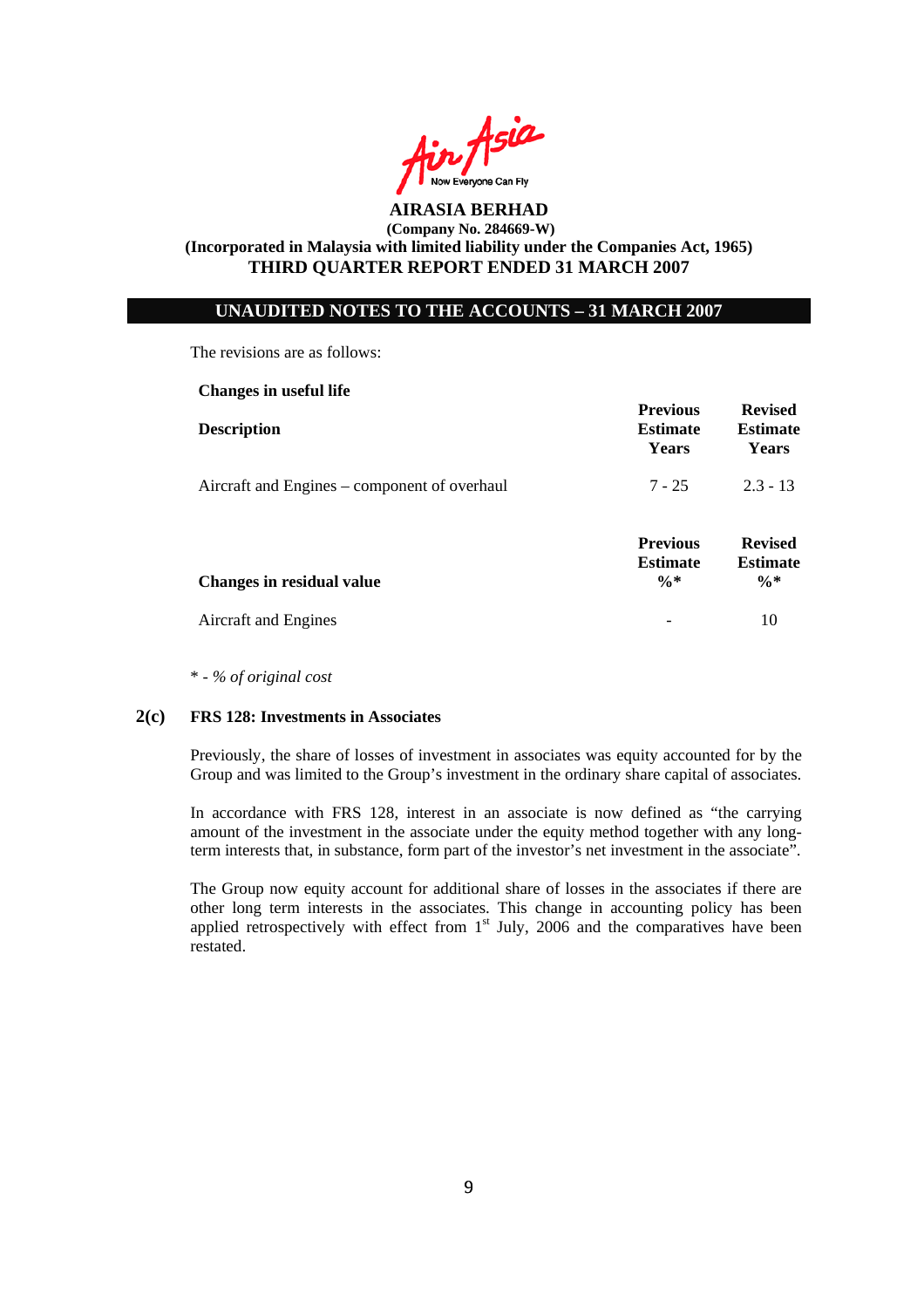The revisions are as follows:

**Changes in useful life**

| Description | Previous Estimate Years | Revised Estimate Years |
|---|---|---|
| Aircraft and Engines – component of overhaul | 7 - 25 | 2.3 - 13 |

| Changes in residual value | Previous Estimate %* | Revised Estimate %* |
|---|---|---|
| Aircraft and Engines | - | 10 |

*\* - % of original cost*

### 2(c) FRS 128: Investments in Associates

Previously, the share of losses of investment in associates was equity accounted for by the Group and was limited to the Group's investment in the ordinary share capital of associates.

In accordance with FRS 128, interest in an associate is now defined as "the carrying amount of the investment in the associate under the equity method together with any long-term interests that, in substance, form part of the investor's net investment in the associate".

The Group now equity account for additional share of losses in the associates if there are other long term interests in the associates. This change in accounting policy has been applied retrospectively with effect from 1st July, 2006 and the comparatives have been restated.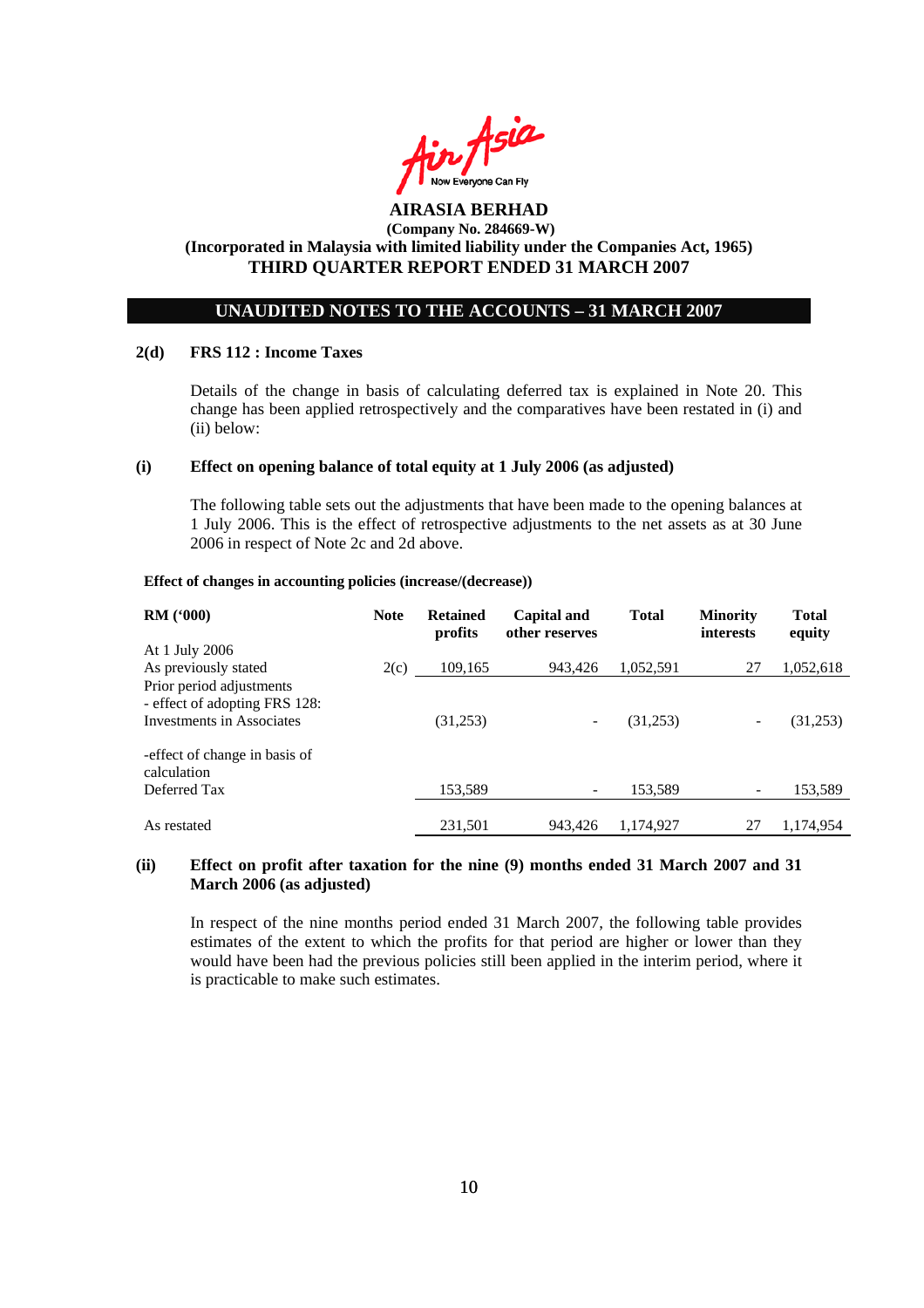**AIRASIA BERHAD**
**(Company No. 284669-W)**
**(Incorporated in Malaysia with limited liability under the Companies Act, 1965)**
**THIRD QUARTER REPORT ENDED 31 MARCH 2007**

## UNAUDITED NOTES TO THE ACCOUNTS – 31 MARCH 2007

### 2(d) FRS 112 : Income Taxes

Details of the change in basis of calculating deferred tax is explained in Note 20. This change has been applied retrospectively and the comparatives have been restated in (i) and (ii) below:

### (i) Effect on opening balance of total equity at 1 July 2006 (as adjusted)

The following table sets out the adjustments that have been made to the opening balances at 1 July 2006. This is the effect of retrospective adjustments to the net assets as at 30 June 2006 in respect of Note 2c and 2d above.

**Effect of changes in accounting policies (increase/(decrease))**

| RM ('000) | Note | Retained profits | Capital and other reserves | Total | Minority interests | Total equity |
|---|---|---|---|---|---|---|
| At 1 July 2006 | | | | | | |
| As previously stated | 2(c) | 109,165 | 943,426 | 1,052,591 | 27 | 1,052,618 |
| Prior period adjustments | | | | | | |
| - effect of adopting FRS 128: Investments in Associates | | (31,253) | - | (31,253) | - | (31,253) |
| -effect of change in basis of calculation Deferred Tax | | 153,589 | - | 153,589 | - | 153,589 |
| As restated | | 231,501 | 943,426 | 1,174,927 | 27 | 1,174,954 |

### (ii) Effect on profit after taxation for the nine (9) months ended 31 March 2007 and 31 March 2006 (as adjusted)

In respect of the nine months period ended 31 March 2007, the following table provides estimates of the extent to which the profits for that period are higher or lower than they would have been had the previous policies still been applied in the interim period, where it is practicable to make such estimates.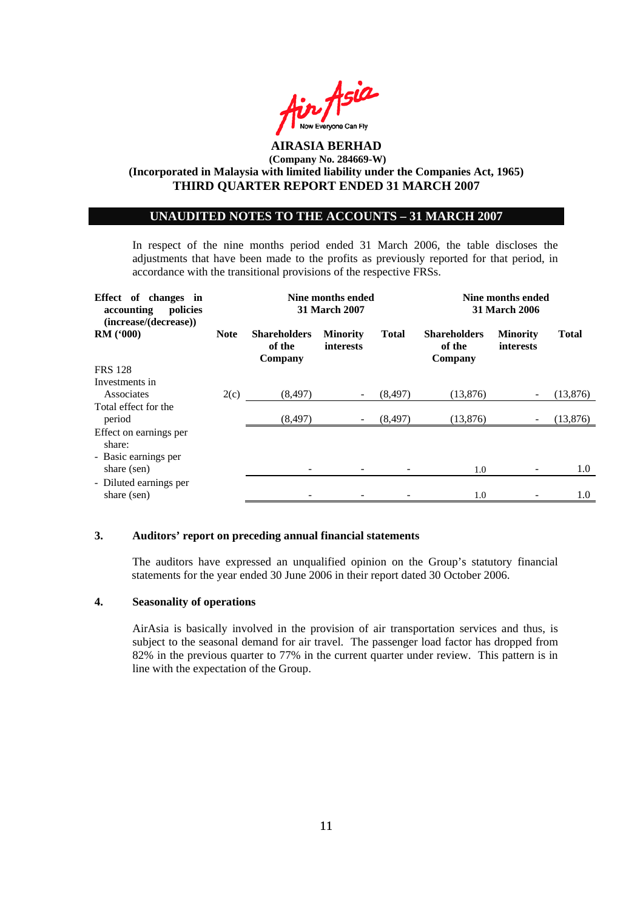**AIRASIA BERHAD**
**(Company No. 284669-W)**
**(Incorporated in Malaysia with limited liability under the Companies Act, 1965)**
**THIRD QUARTER REPORT ENDED 31 MARCH 2007**

## UNAUDITED NOTES TO THE ACCOUNTS – 31 MARCH 2007

In respect of the nine months period ended 31 March 2006, the table discloses the adjustments that have been made to the profits as previously reported for that period, in accordance with the transitional provisions of the respective FRSs.

| Effect of changes in accounting policies (increase/(decrease)) | | Nine months ended 31 March 2007 | | | Nine months ended 31 March 2006 | | |
|---|---|---|---|---|---|---|---|
| RM ('000) | Note | Shareholders of the Company | Minority interests | Total | Shareholders of the Company | Minority interests | Total |
| FRS 128 | | | | | | | |
| Investments in Associates | 2(c) | (8,497) | - | (8,497) | (13,876) | - | (13,876) |
| Total effect for the period | | (8,497) | - | (8,497) | (13,876) | - | (13,876) |
| Effect on earnings per share: | | | | | | | |
| - Basic earnings per share (sen) | | - | - | - | 1.0 | - | 1.0 |
| - Diluted earnings per share (sen) | | - | - | - | 1.0 | - | 1.0 |

### 3. Auditors' report on preceding annual financial statements

The auditors have expressed an unqualified opinion on the Group's statutory financial statements for the year ended 30 June 2006 in their report dated 30 October 2006.

### 4. Seasonality of operations

AirAsia is basically involved in the provision of air transportation services and thus, is subject to the seasonal demand for air travel. The passenger load factor has dropped from 82% in the previous quarter to 77% in the current quarter under review. This pattern is in line with the expectation of the Group.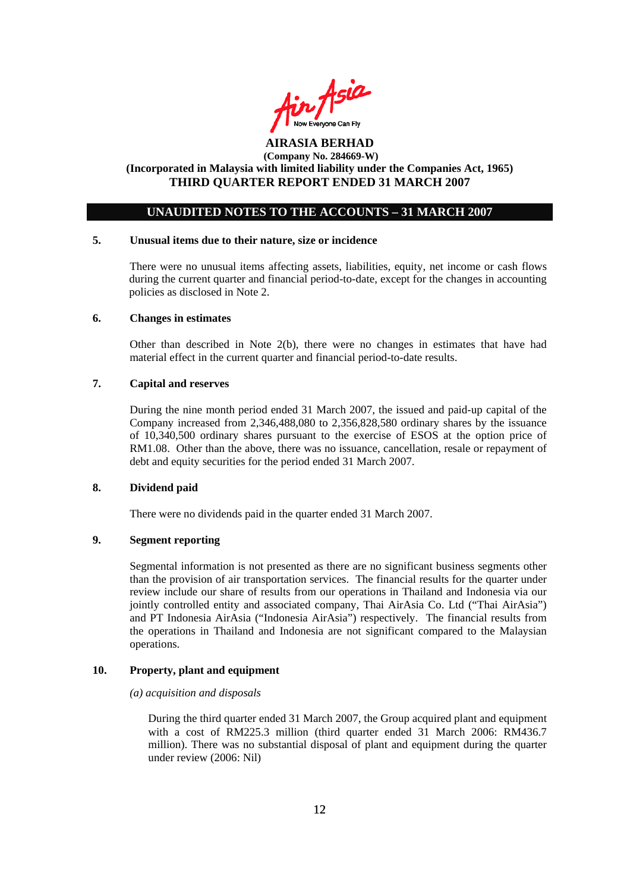**AIRASIA BERHAD**
**(Company No. 284669-W)**
**(Incorporated in Malaysia with limited liability under the Companies Act, 1965)**
**THIRD QUARTER REPORT ENDED 31 MARCH 2007**

## UNAUDITED NOTES TO THE ACCOUNTS – 31 MARCH 2007

### 5. Unusual items due to their nature, size or incidence

There were no unusual items affecting assets, liabilities, equity, net income or cash flows during the current quarter and financial period-to-date, except for the changes in accounting policies as disclosed in Note 2.

### 6. Changes in estimates

Other than described in Note 2(b), there were no changes in estimates that have had material effect in the current quarter and financial period-to-date results.

### 7. Capital and reserves

During the nine month period ended 31 March 2007, the issued and paid-up capital of the Company increased from 2,346,488,080 to 2,356,828,580 ordinary shares by the issuance of 10,340,500 ordinary shares pursuant to the exercise of ESOS at the option price of RM1.08. Other than the above, there was no issuance, cancellation, resale or repayment of debt and equity securities for the period ended 31 March 2007.

### 8. Dividend paid

There were no dividends paid in the quarter ended 31 March 2007.

### 9. Segment reporting

Segmental information is not presented as there are no significant business segments other than the provision of air transportation services. The financial results for the quarter under review include our share of results from our operations in Thailand and Indonesia via our jointly controlled entity and associated company, Thai AirAsia Co. Ltd ("Thai AirAsia") and PT Indonesia AirAsia ("Indonesia AirAsia") respectively. The financial results from the operations in Thailand and Indonesia are not significant compared to the Malaysian operations.

### 10. Property, plant and equipment

*(a) acquisition and disposals*

During the third quarter ended 31 March 2007, the Group acquired plant and equipment with a cost of RM225.3 million (third quarter ended 31 March 2006: RM436.7 million). There was no substantial disposal of plant and equipment during the quarter under review (2006: Nil)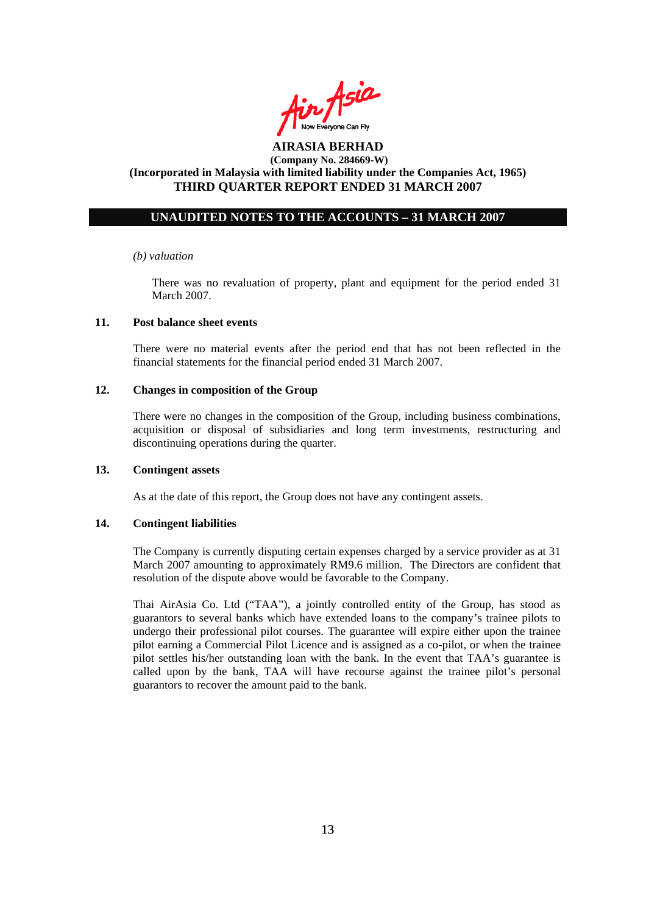**AIRASIA BERHAD**
**(Company No. 284669-W)**
**(Incorporated in Malaysia with limited liability under the Companies Act, 1965)**
**THIRD QUARTER REPORT ENDED 31 MARCH 2007**

## UNAUDITED NOTES TO THE ACCOUNTS – 31 MARCH 2007

*(b) valuation*

There was no revaluation of property, plant and equipment for the period ended 31 March 2007.

### 11. Post balance sheet events

There were no material events after the period end that has not been reflected in the financial statements for the financial period ended 31 March 2007.

### 12. Changes in composition of the Group

There were no changes in the composition of the Group, including business combinations, acquisition or disposal of subsidiaries and long term investments, restructuring and discontinuing operations during the quarter.

### 13. Contingent assets

As at the date of this report, the Group does not have any contingent assets.

### 14. Contingent liabilities

The Company is currently disputing certain expenses charged by a service provider as at 31 March 2007 amounting to approximately RM9.6 million. The Directors are confident that resolution of the dispute above would be favorable to the Company.

Thai AirAsia Co. Ltd ("TAA"), a jointly controlled entity of the Group, has stood as guarantors to several banks which have extended loans to the company's trainee pilots to undergo their professional pilot courses. The guarantee will expire either upon the trainee pilot earning a Commercial Pilot Licence and is assigned as a co-pilot, or when the trainee pilot settles his/her outstanding loan with the bank. In the event that TAA's guarantee is called upon by the bank, TAA will have recourse against the trainee pilot's personal guarantors to recover the amount paid to the bank.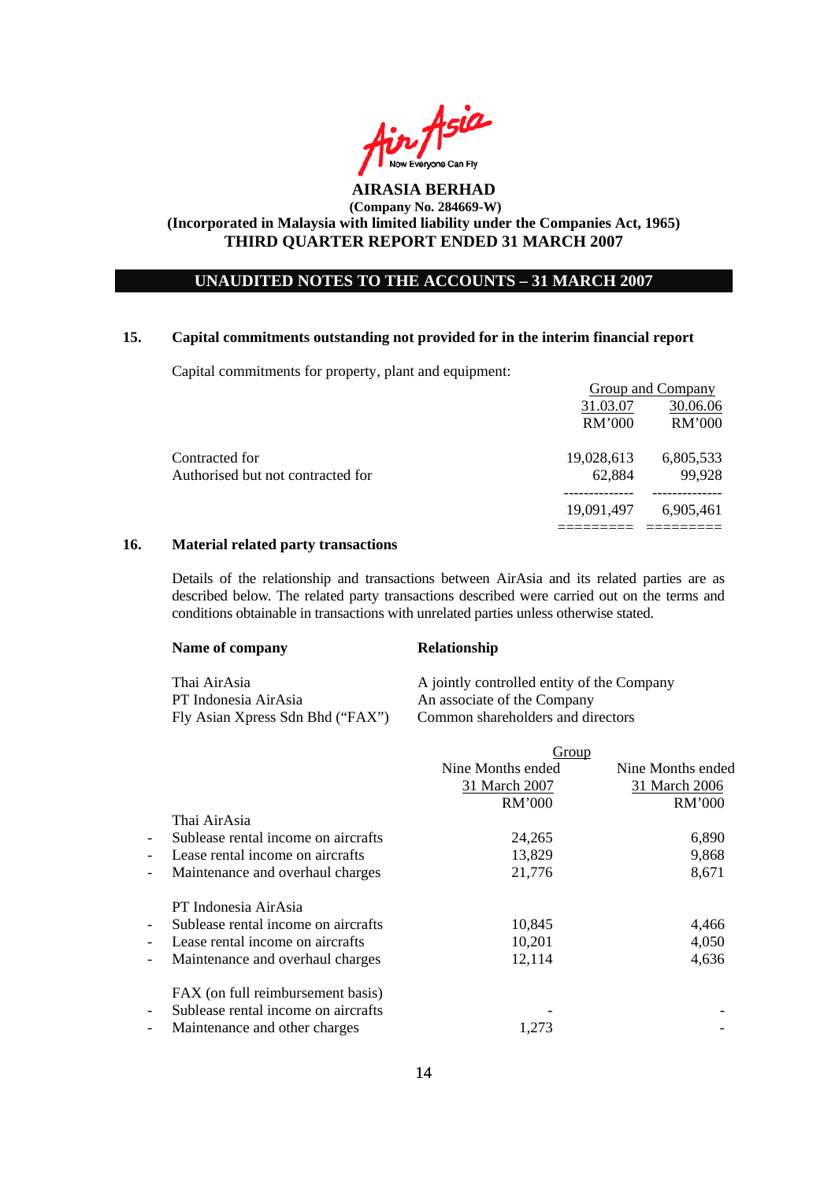**AIRASIA BERHAD**
**(Company No. 284669-W)**
**(Incorporated in Malaysia with limited liability under the Companies Act, 1965)**
**THIRD QUARTER REPORT ENDED 31 MARCH 2007**

## UNAUDITED NOTES TO THE ACCOUNTS – 31 MARCH 2007

### 15. Capital commitments outstanding not provided for in the interim financial report

Capital commitments for property, plant and equipment:

| | Group and Company | |
|---|---|---|
| | 31.03.07 | 30.06.06 |
| | RM'000 | RM'000 |
| Contracted for | 19,028,613 | 6,805,533 |
| Authorised but not contracted for | 62,884 | 99,928 |
| | 19,091,497 | 6,905,461 |

### 16. Material related party transactions

Details of the relationship and transactions between AirAsia and its related parties are as described below. The related party transactions described were carried out on the terms and conditions obtainable in transactions with unrelated parties unless otherwise stated.

| Name of company | Relationship |
|---|---|
| Thai AirAsia | A jointly controlled entity of the Company |
| PT Indonesia AirAsia | An associate of the Company |
| Fly Asian Xpress Sdn Bhd ("FAX") | Common shareholders and directors |

| | Group | |
|---|---|---|
| | Nine Months ended 31 March 2007 | Nine Months ended 31 March 2006 |
| | RM'000 | RM'000 |
| **Thai AirAsia** | | |
| - Sublease rental income on aircrafts | 24,265 | 6,890 |
| - Lease rental income on aircrafts | 13,829 | 9,868 |
| - Maintenance and overhaul charges | 21,776 | 8,671 |
| **PT Indonesia AirAsia** | | |
| - Sublease rental income on aircrafts | 10,845 | 4,466 |
| - Lease rental income on aircrafts | 10,201 | 4,050 |
| - Maintenance and overhaul charges | 12,114 | 4,636 |
| **FAX (on full reimbursement basis)** | | |
| - Sublease rental income on aircrafts | - | - |
| - Maintenance and other charges | 1,273 | - |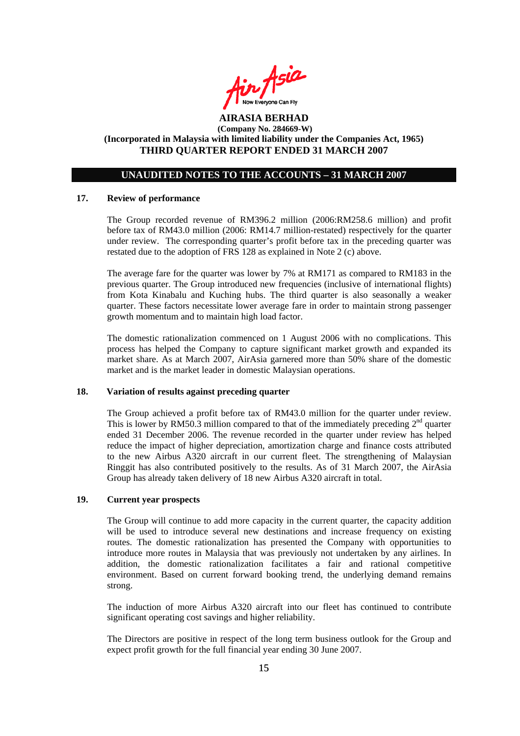**AIRASIA BERHAD**
**(Company No. 284669-W)**
**(Incorporated in Malaysia with limited liability under the Companies Act, 1965)**
**THIRD QUARTER REPORT ENDED 31 MARCH 2007**

## UNAUDITED NOTES TO THE ACCOUNTS – 31 MARCH 2007

### 17. Review of performance

The Group recorded revenue of RM396.2 million (2006:RM258.6 million) and profit before tax of RM43.0 million (2006: RM14.7 million-restated) respectively for the quarter under review. The corresponding quarter's profit before tax in the preceding quarter was restated due to the adoption of FRS 128 as explained in Note 2 (c) above.

The average fare for the quarter was lower by 7% at RM171 as compared to RM183 in the previous quarter. The Group introduced new frequencies (inclusive of international flights) from Kota Kinabalu and Kuching hubs. The third quarter is also seasonally a weaker quarter. These factors necessitate lower average fare in order to maintain strong passenger growth momentum and to maintain high load factor.

The domestic rationalization commenced on 1 August 2006 with no complications. This process has helped the Company to capture significant market growth and expanded its market share. As at March 2007, AirAsia garnered more than 50% share of the domestic market and is the market leader in domestic Malaysian operations.

### 18. Variation of results against preceding quarter

The Group achieved a profit before tax of RM43.0 million for the quarter under review. This is lower by RM50.3 million compared to that of the immediately preceding 2nd quarter ended 31 December 2006. The revenue recorded in the quarter under review has helped reduce the impact of higher depreciation, amortization charge and finance costs attributed to the new Airbus A320 aircraft in our current fleet. The strengthening of Malaysian Ringgit has also contributed positively to the results. As of 31 March 2007, the AirAsia Group has already taken delivery of 18 new Airbus A320 aircraft in total.

### 19. Current year prospects

The Group will continue to add more capacity in the current quarter, the capacity addition will be used to introduce several new destinations and increase frequency on existing routes. The domestic rationalization has presented the Company with opportunities to introduce more routes in Malaysia that was previously not undertaken by any airlines. In addition, the domestic rationalization facilitates a fair and rational competitive environment. Based on current forward booking trend, the underlying demand remains strong.

The induction of more Airbus A320 aircraft into our fleet has continued to contribute significant operating cost savings and higher reliability.

The Directors are positive in respect of the long term business outlook for the Group and expect profit growth for the full financial year ending 30 June 2007.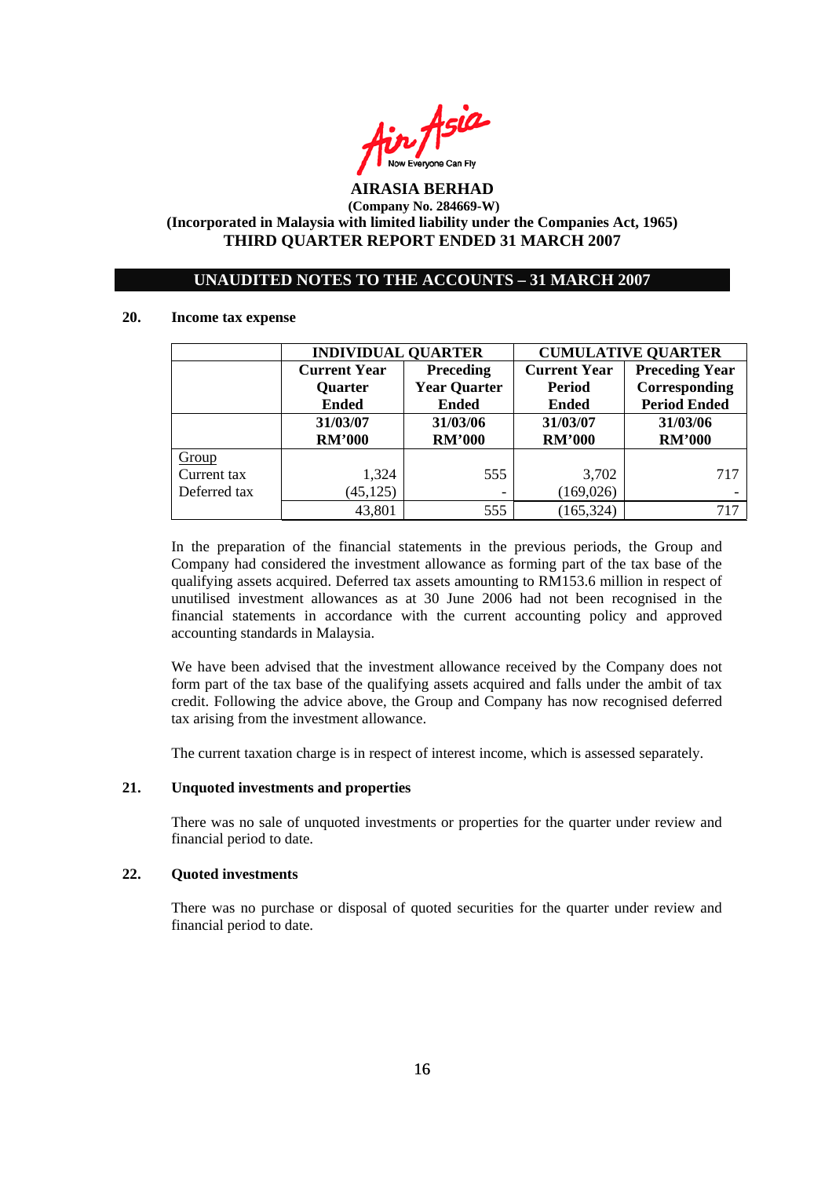**AIRASIA BERHAD**
**(Company No. 284669-W)**
**(Incorporated in Malaysia with limited liability under the Companies Act, 1965)**
**THIRD QUARTER REPORT ENDED 31 MARCH 2007**

**UNAUDITED NOTES TO THE ACCOUNTS – 31 MARCH 2007**

## 20. Income tax expense

| | INDIVIDUAL QUARTER | | CUMULATIVE QUARTER | |
|---|---|---|---|---|
| | Current Year Quarter Ended | Preceding Year Quarter Ended | Current Year Period Ended | Preceding Year Corresponding Period Ended |
| | 31/03/07 RM'000 | 31/03/06 RM'000 | 31/03/07 RM'000 | 31/03/06 RM'000 |
| Group | | | | |
| Current tax | 1,324 | 555 | 3,702 | 717 |
| Deferred tax | (45,125) | - | (169,026) | - |
| | 43,801 | 555 | (165,324) | 717 |

In the preparation of the financial statements in the previous periods, the Group and Company had considered the investment allowance as forming part of the tax base of the qualifying assets acquired. Deferred tax assets amounting to RM153.6 million in respect of unutilised investment allowances as at 30 June 2006 had not been recognised in the financial statements in accordance with the current accounting policy and approved accounting standards in Malaysia.

We have been advised that the investment allowance received by the Company does not form part of the tax base of the qualifying assets acquired and falls under the ambit of tax credit. Following the advice above, the Group and Company has now recognised deferred tax arising from the investment allowance.

The current taxation charge is in respect of interest income, which is assessed separately.

## 21. Unquoted investments and properties

There was no sale of unquoted investments or properties for the quarter under review and financial period to date.

## 22. Quoted investments

There was no purchase or disposal of quoted securities for the quarter under review and financial period to date.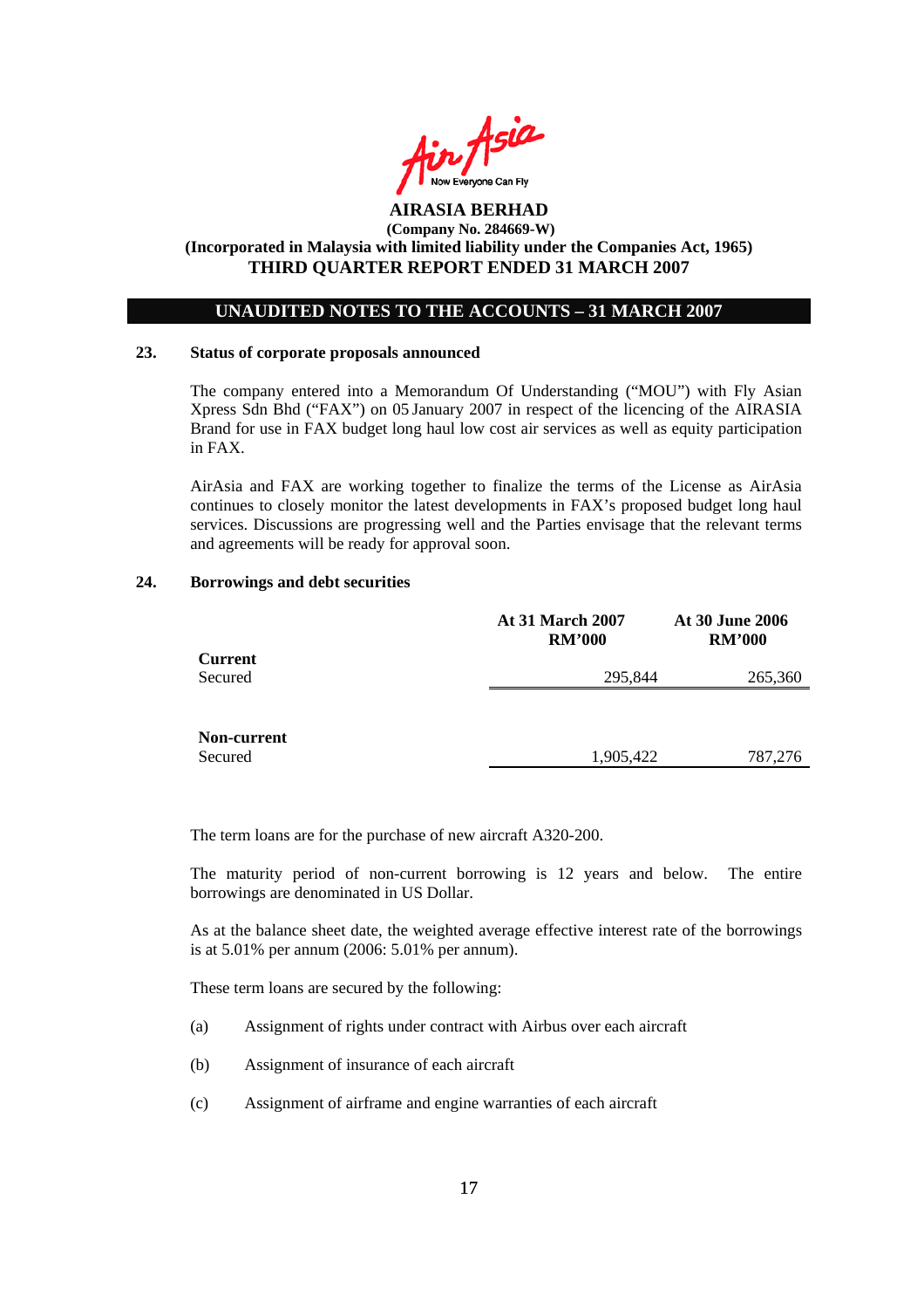**AIRASIA BERHAD**
**(Company No. 284669-W)**
**(Incorporated in Malaysia with limited liability under the Companies Act, 1965)**
**THIRD QUARTER REPORT ENDED 31 MARCH 2007**

**UNAUDITED NOTES TO THE ACCOUNTS – 31 MARCH 2007**

## 23. Status of corporate proposals announced

The company entered into a Memorandum Of Understanding ("MOU") with Fly Asian Xpress Sdn Bhd ("FAX") on 05 January 2007 in respect of the licencing of the AIRASIA Brand for use in FAX budget long haul low cost air services as well as equity participation in FAX.

AirAsia and FAX are working together to finalize the terms of the License as AirAsia continues to closely monitor the latest developments in FAX's proposed budget long haul services. Discussions are progressing well and the Parties envisage that the relevant terms and agreements will be ready for approval soon.

## 24. Borrowings and debt securities

| | At 31 March 2007 RM'000 | At 30 June 2006 RM'000 |
|---|---|---|
| **Current** | | |
| Secured | 295,844 | 265,360 |
| **Non-current** | | |
| Secured | 1,905,422 | 787,276 |

The term loans are for the purchase of new aircraft A320-200.

The maturity period of non-current borrowing is 12 years and below. The entire borrowings are denominated in US Dollar.

As at the balance sheet date, the weighted average effective interest rate of the borrowings is at 5.01% per annum (2006: 5.01% per annum).

These term loans are secured by the following:

(a) Assignment of rights under contract with Airbus over each aircraft

(b) Assignment of insurance of each aircraft

(c) Assignment of airframe and engine warranties of each aircraft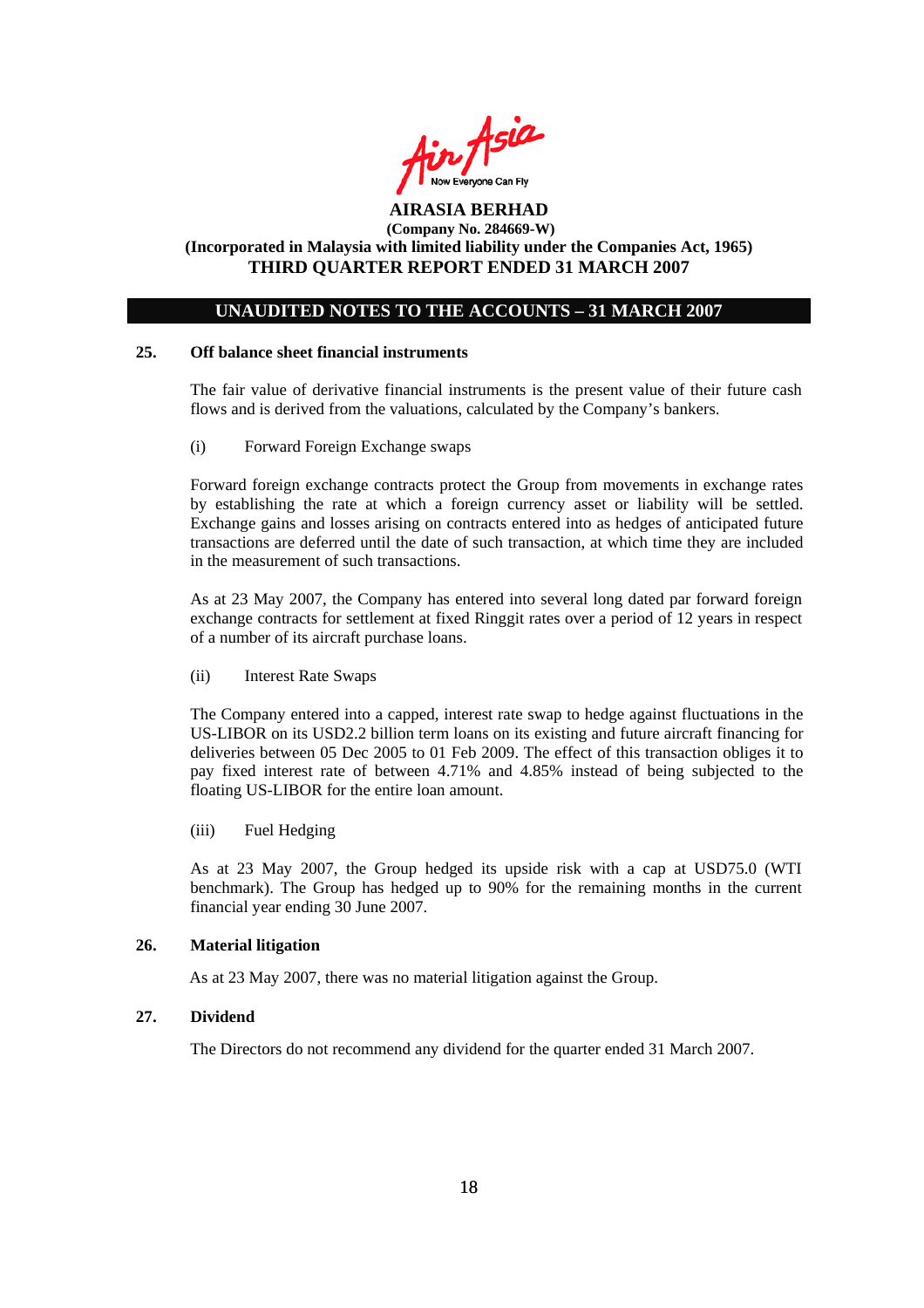**AIRASIA BERHAD**
**(Company No. 284669-W)**
**(Incorporated in Malaysia with limited liability under the Companies Act, 1965)**
**THIRD QUARTER REPORT ENDED 31 MARCH 2007**

**UNAUDITED NOTES TO THE ACCOUNTS – 31 MARCH 2007**

**25. Off balance sheet financial instruments**

The fair value of derivative financial instruments is the present value of their future cash flows and is derived from the valuations, calculated by the Company's bankers.

(i) Forward Foreign Exchange swaps

Forward foreign exchange contracts protect the Group from movements in exchange rates by establishing the rate at which a foreign currency asset or liability will be settled. Exchange gains and losses arising on contracts entered into as hedges of anticipated future transactions are deferred until the date of such transaction, at which time they are included in the measurement of such transactions.

As at 23 May 2007, the Company has entered into several long dated par forward foreign exchange contracts for settlement at fixed Ringgit rates over a period of 12 years in respect of a number of its aircraft purchase loans.

(ii) Interest Rate Swaps

The Company entered into a capped, interest rate swap to hedge against fluctuations in the US-LIBOR on its USD2.2 billion term loans on its existing and future aircraft financing for deliveries between 05 Dec 2005 to 01 Feb 2009. The effect of this transaction obliges it to pay fixed interest rate of between 4.71% and 4.85% instead of being subjected to the floating US-LIBOR for the entire loan amount.

(iii) Fuel Hedging

As at 23 May 2007, the Group hedged its upside risk with a cap at USD75.0 (WTI benchmark). The Group has hedged up to 90% for the remaining months in the current financial year ending 30 June 2007.

**26. Material litigation**

As at 23 May 2007, there was no material litigation against the Group.

**27. Dividend**

The Directors do not recommend any dividend for the quarter ended 31 March 2007.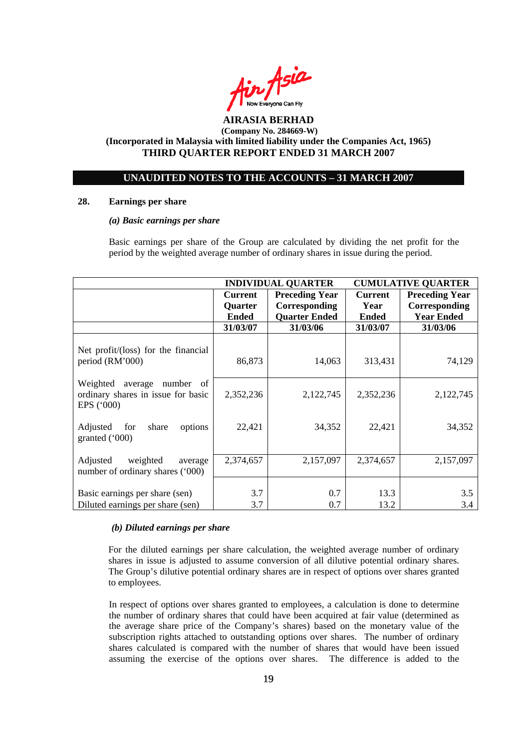**AIRASIA BERHAD**
**(Company No. 284669-W)**
**(Incorporated in Malaysia with limited liability under the Companies Act, 1965)**
**THIRD QUARTER REPORT ENDED 31 MARCH 2007**

**UNAUDITED NOTES TO THE ACCOUNTS – 31 MARCH 2007**

## 28. Earnings per share

### *(a) Basic earnings per share*

Basic earnings per share of the Group are calculated by dividing the net profit for the period by the weighted average number of ordinary shares in issue during the period.

| | INDIVIDUAL QUARTER | | CUMULATIVE QUARTER | |
|---|---|---|---|---|
| | Current Quarter Ended | Preceding Year Corresponding Quarter Ended | Current Year Ended | Preceding Year Corresponding Year Ended |
| | 31/03/07 | 31/03/06 | 31/03/07 | 31/03/06 |
| Net profit/(loss) for the financial period (RM'000) | 86,873 | 14,063 | 313,431 | 74,129 |
| Weighted average number of ordinary shares in issue for basic EPS ('000) | 2,352,236 | 2,122,745 | 2,352,236 | 2,122,745 |
| Adjusted for share options granted ('000) | 22,421 | 34,352 | 22,421 | 34,352 |
| Adjusted weighted average number of ordinary shares ('000) | 2,374,657 | 2,157,097 | 2,374,657 | 2,157,097 |
| Basic earnings per share (sen) | 3.7 | 0.7 | 13.3 | 3.5 |
| Diluted earnings per share (sen) | 3.7 | 0.7 | 13.2 | 3.4 |

### *(b) Diluted earnings per share*

For the diluted earnings per share calculation, the weighted average number of ordinary shares in issue is adjusted to assume conversion of all dilutive potential ordinary shares. The Group's dilutive potential ordinary shares are in respect of options over shares granted to employees.

In respect of options over shares granted to employees, a calculation is done to determine the number of ordinary shares that could have been acquired at fair value (determined as the average share price of the Company's shares) based on the monetary value of the subscription rights attached to outstanding options over shares. The number of ordinary shares calculated is compared with the number of shares that would have been issued assuming the exercise of the options over shares. The difference is added to the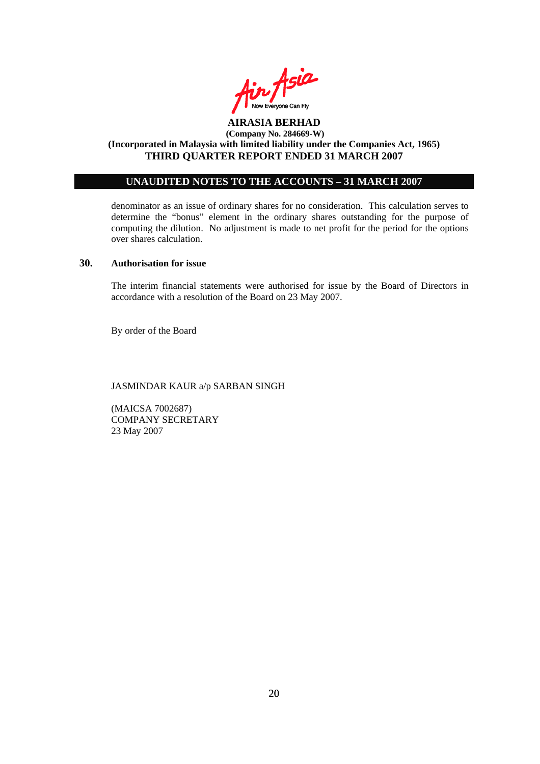denominator as an issue of ordinary shares for no consideration. This calculation serves to determine the "bonus" element in the ordinary shares outstanding for the purpose of computing the dilution. No adjustment is made to net profit for the period for the options over shares calculation.

## 30. Authorisation for issue

The interim financial statements were authorised for issue by the Board of Directors in accordance with a resolution of the Board on 23 May 2007.

By order of the Board

JASMINDAR KAUR a/p SARBAN SINGH

(MAICSA 7002687)
COMPANY SECRETARY
23 May 2007